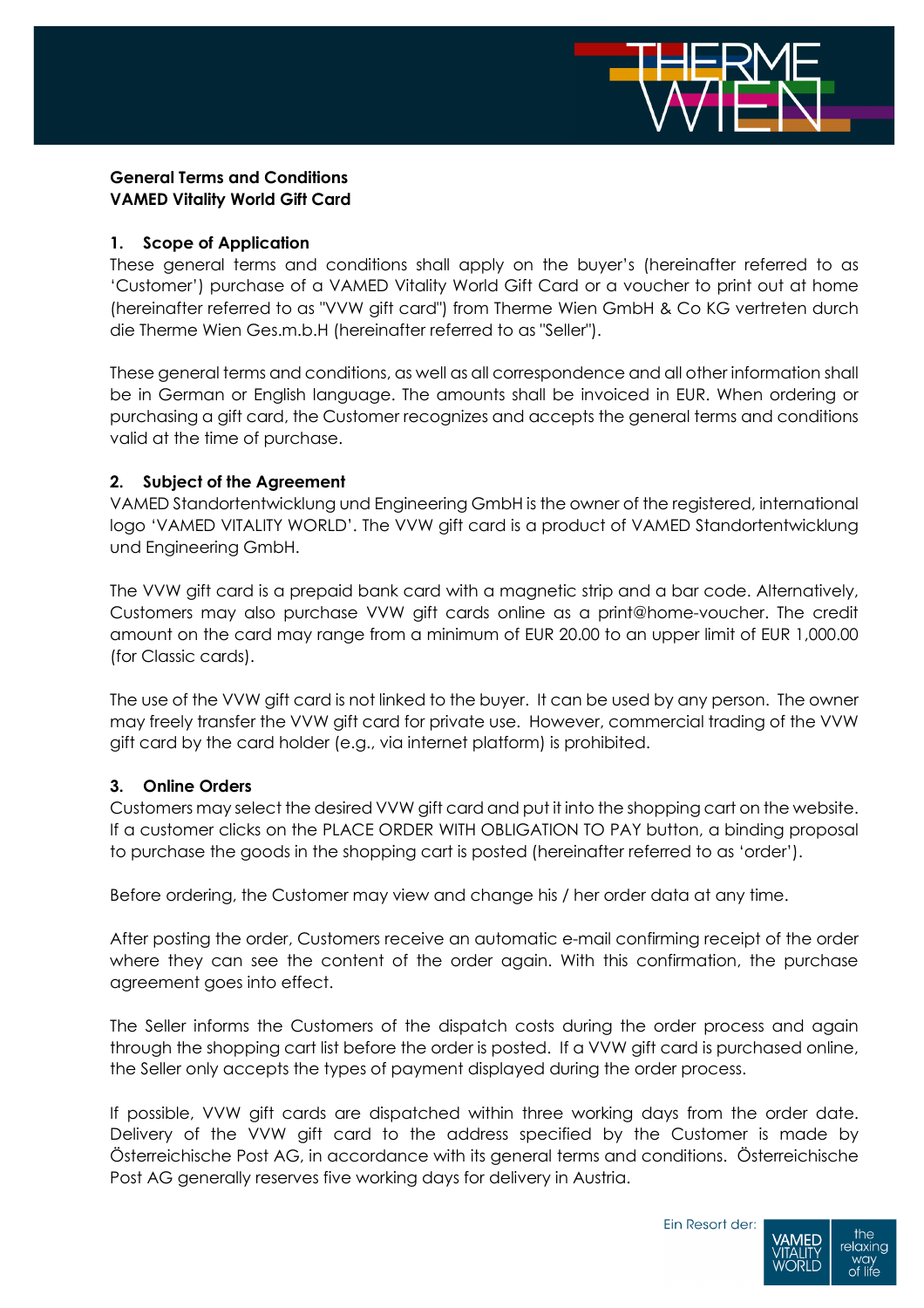**General Terms and Conditions**
**VAMED Vitality World Gift Card**

## 1. Scope of Application

These general terms and conditions shall apply on the buyer's (hereinafter referred to as 'Customer') purchase of a VAMED Vitality World Gift Card or a voucher to print out at home (hereinafter referred to as "VVW gift card") from Therme Wien GmbH & Co KG vertreten durch die Therme Wien Ges.m.b.H (hereinafter referred to as "Seller").

These general terms and conditions, as well as all correspondence and all other information shall be in German or English language. The amounts shall be invoiced in EUR. When ordering or purchasing a gift card, the Customer recognizes and accepts the general terms and conditions valid at the time of purchase.

## 2. Subject of the Agreement

VAMED Standortentwicklung und Engineering GmbH is the owner of the registered, international logo 'VAMED VITALITY WORLD'. The VVW gift card is a product of VAMED Standortentwicklung und Engineering GmbH.

The VVW gift card is a prepaid bank card with a magnetic strip and a bar code. Alternatively, Customers may also purchase VVW gift cards online as a print@home-voucher. The credit amount on the card may range from a minimum of EUR 20.00 to an upper limit of EUR 1,000.00 (for Classic cards).

The use of the VVW gift card is not linked to the buyer. It can be used by any person. The owner may freely transfer the VVW gift card for private use. However, commercial trading of the VVW gift card by the card holder (e.g., via internet platform) is prohibited.

## 3. Online Orders

Customers may select the desired VVW gift card and put it into the shopping cart on the website. If a customer clicks on the PLACE ORDER WITH OBLIGATION TO PAY button, a binding proposal to purchase the goods in the shopping cart is posted (hereinafter referred to as 'order').

Before ordering, the Customer may view and change his / her order data at any time.

After posting the order, Customers receive an automatic e-mail confirming receipt of the order where they can see the content of the order again. With this confirmation, the purchase agreement goes into effect.

The Seller informs the Customers of the dispatch costs during the order process and again through the shopping cart list before the order is posted. If a VVW gift card is purchased online, the Seller only accepts the types of payment displayed during the order process.

If possible, VVW gift cards are dispatched within three working days from the order date. Delivery of the VVW gift card to the address specified by the Customer is made by Österreichische Post AG, in accordance with its general terms and conditions. Österreichische Post AG generally reserves five working days for delivery in Austria.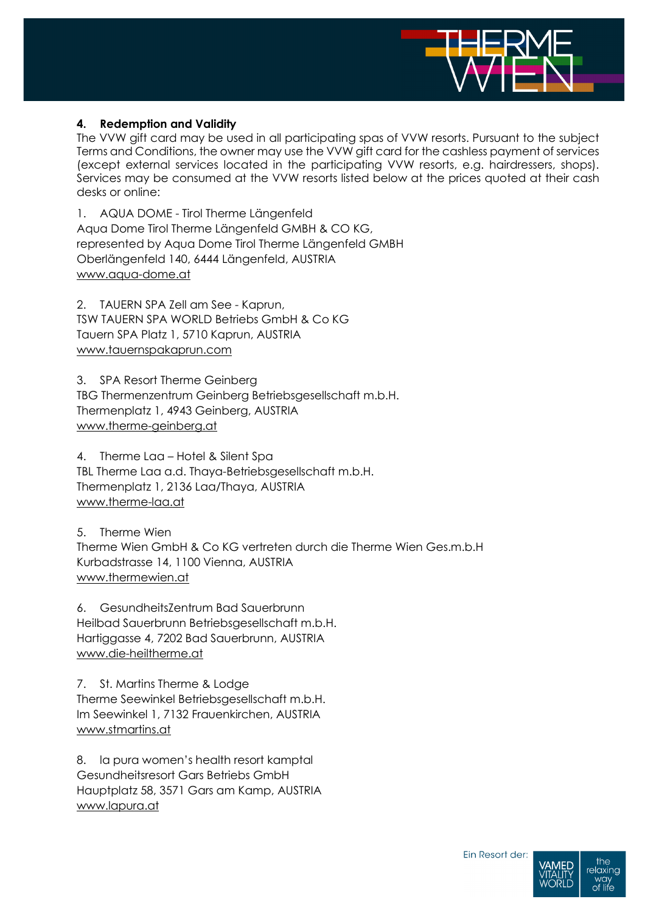## 4. Redemption and Validity

The VVW gift card may be used in all participating spas of VVW resorts. Pursuant to the subject Terms and Conditions, the owner may use the VVW gift card for the cashless payment of services (except external services located in the participating VVW resorts, e.g. hairdressers, shops). Services may be consumed at the VVW resorts listed below at the prices quoted at their cash desks or online:

1. AQUA DOME - Tirol Therme Längenfeld
Aqua Dome Tirol Therme Längenfeld GMBH & CO KG,
represented by Aqua Dome Tirol Therme Längenfeld GMBH
Oberlängenfeld 140, 6444 Längenfeld, AUSTRIA
www.aqua-dome.at

2. TAUERN SPA Zell am See - Kaprun,
TSW TAUERN SPA WORLD Betriebs GmbH & Co KG
Tauern SPA Platz 1, 5710 Kaprun, AUSTRIA
www.tauernspakaprun.com

3. SPA Resort Therme Geinberg
TBG Thermenzentrum Geinberg Betriebsgesellschaft m.b.H.
Thermenplatz 1, 4943 Geinberg, AUSTRIA
www.therme-geinberg.at

4. Therme Laa – Hotel & Silent Spa
TBL Therme Laa a.d. Thaya-Betriebsgesellschaft m.b.H.
Thermenplatz 1, 2136 Laa/Thaya, AUSTRIA
www.therme-laa.at

5. Therme Wien
Therme Wien GmbH & Co KG vertreten durch die Therme Wien Ges.m.b.H
Kurbadstrasse 14, 1100 Vienna, AUSTRIA
www.thermewien.at

6. GesundheitsZentrum Bad Sauerbrunn
Heilbad Sauerbrunn Betriebsgesellschaft m.b.H.
Hartiggasse 4, 7202 Bad Sauerbrunn, AUSTRIA
www.die-heiltherme.at

7. St. Martins Therme & Lodge
Therme Seewinkel Betriebsgesellschaft m.b.H.
Im Seewinkel 1, 7132 Frauenkirchen, AUSTRIA
www.stmartins.at

8. la pura women's health resort kamptal
Gesundheitsresort Gars Betriebs GmbH
Hauptplatz 58, 3571 Gars am Kamp, AUSTRIA
www.lapura.at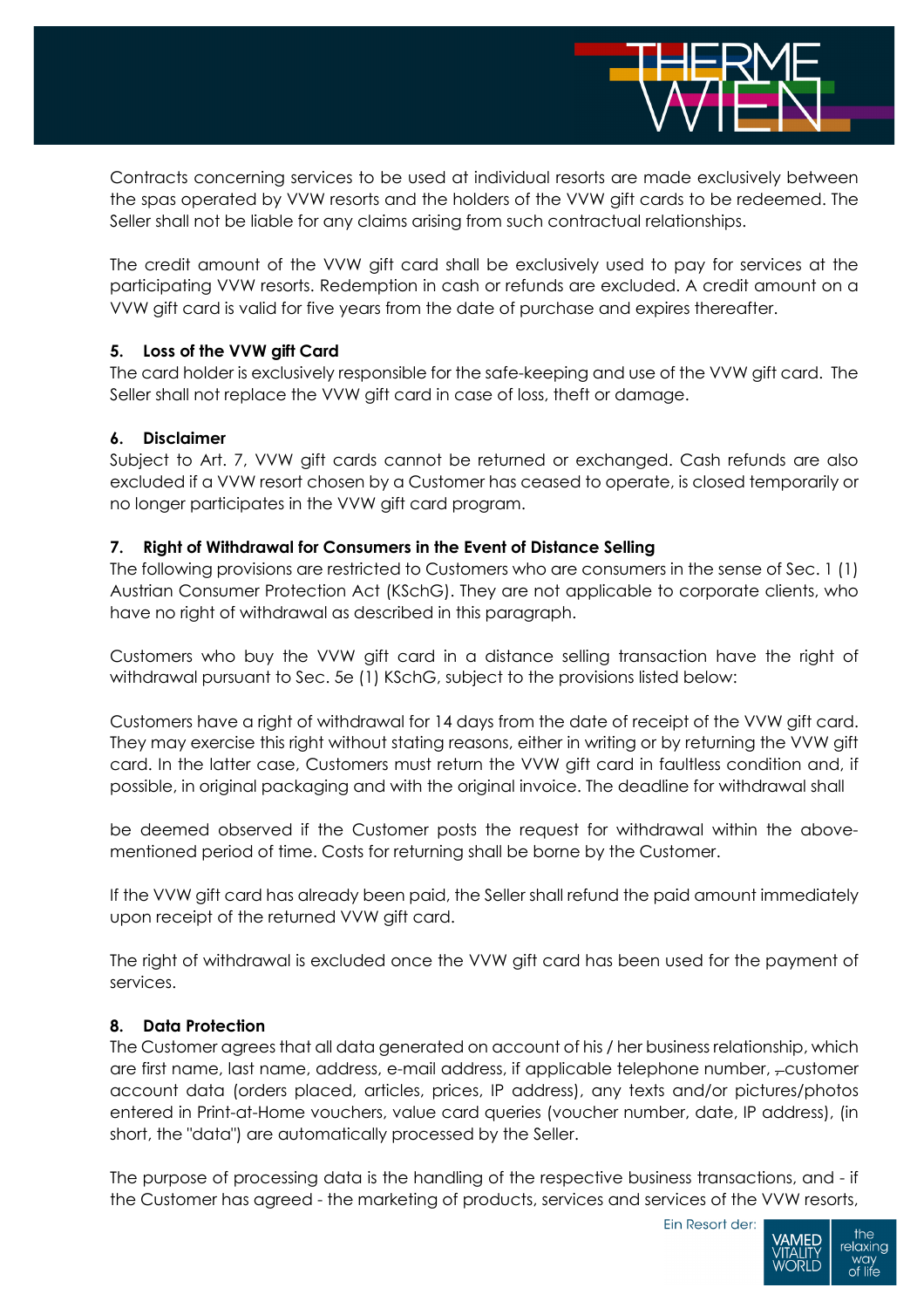Contracts concerning services to be used at individual resorts are made exclusively between the spas operated by VVW resorts and the holders of the VVW gift cards to be redeemed. The Seller shall not be liable for any claims arising from such contractual relationships.

The credit amount of the VVW gift card shall be exclusively used to pay for services at the participating VVW resorts. Redemption in cash or refunds are excluded. A credit amount on a VVW gift card is valid for five years from the date of purchase and expires thereafter.

**5. Loss of the VVW gift Card**

The card holder is exclusively responsible for the safe-keeping and use of the VVW gift card. The Seller shall not replace the VVW gift card in case of loss, theft or damage.

**6. Disclaimer**

Subject to Art. 7, VVW gift cards cannot be returned or exchanged. Cash refunds are also excluded if a VVW resort chosen by a Customer has ceased to operate, is closed temporarily or no longer participates in the VVW gift card program.

**7. Right of Withdrawal for Consumers in the Event of Distance Selling**

The following provisions are restricted to Customers who are consumers in the sense of Sec. 1 (1) Austrian Consumer Protection Act (KSchG). They are not applicable to corporate clients, who have no right of withdrawal as described in this paragraph.

Customers who buy the VVW gift card in a distance selling transaction have the right of withdrawal pursuant to Sec. 5e (1) KSchG, subject to the provisions listed below:

Customers have a right of withdrawal for 14 days from the date of receipt of the VVW gift card. They may exercise this right without stating reasons, either in writing or by returning the VVW gift card. In the latter case, Customers must return the VVW gift card in faultless condition and, if possible, in original packaging and with the original invoice. The deadline for withdrawal shall be deemed observed if the Customer posts the request for withdrawal within the above-mentioned period of time. Costs for returning shall be borne by the Customer.

If the VVW gift card has already been paid, the Seller shall refund the paid amount immediately upon receipt of the returned VVW gift card.

The right of withdrawal is excluded once the VVW gift card has been used for the payment of services.

**8. Data Protection**

The Customer agrees that all data generated on account of his / her business relationship, which are first name, last name, address, e-mail address, if applicable telephone number, customer account data (orders placed, articles, prices, IP address), any texts and/or pictures/photos entered in Print-at-Home vouchers, value card queries (voucher number, date, IP address), (in short, the "data") are automatically processed by the Seller.

The purpose of processing data is the handling of the respective business transactions, and - if the Customer has agreed - the marketing of products, services and services of the VVW resorts,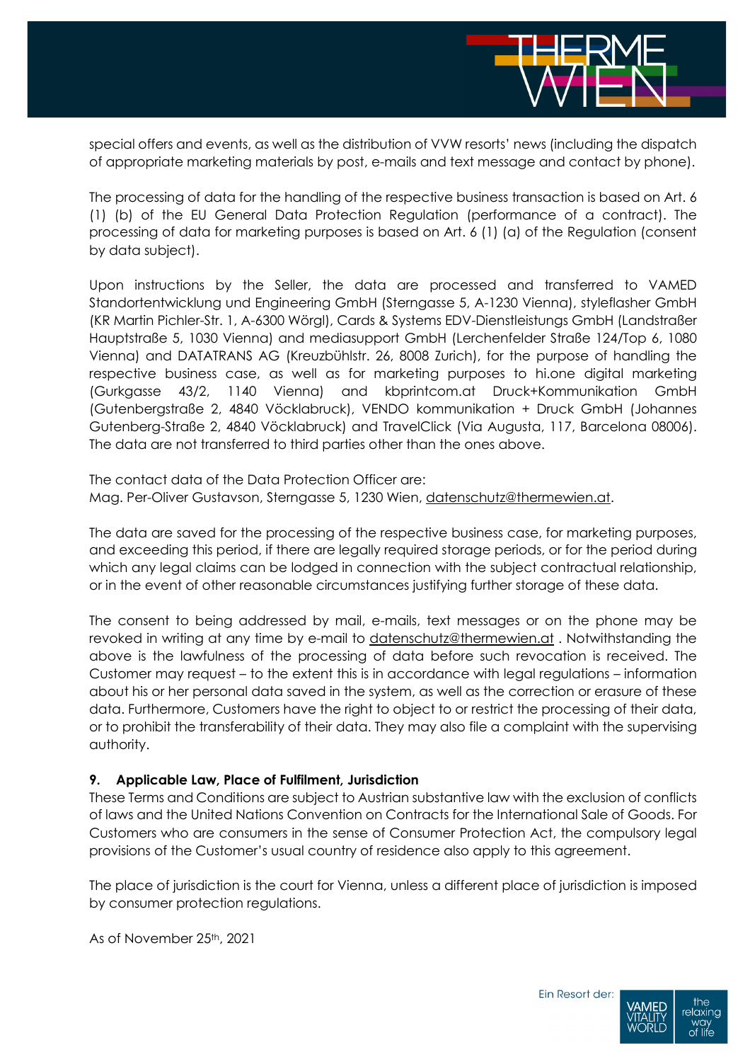special offers and events, as well as the distribution of VVW resorts' news (including the dispatch of appropriate marketing materials by post, e-mails and text message and contact by phone).

The processing of data for the handling of the respective business transaction is based on Art. 6 (1) (b) of the EU General Data Protection Regulation (performance of a contract). The processing of data for marketing purposes is based on Art. 6 (1) (a) of the Regulation (consent by data subject).

Upon instructions by the Seller, the data are processed and transferred to VAMED Standortentwicklung und Engineering GmbH (Sterngasse 5, A-1230 Vienna), styleflasher GmbH (KR Martin Pichler-Str. 1, A-6300 Wörgl), Cards & Systems EDV-Dienstleistungs GmbH (Landstraßer Hauptstraße 5, 1030 Vienna) and mediasupport GmbH (Lerchenfelder Straße 124/Top 6, 1080 Vienna) and DATATRANS AG (Kreuzbühlstr. 26, 8008 Zurich), for the purpose of handling the respective business case, as well as for marketing purposes to hi.one digital marketing (Gurkgasse 43/2, 1140 Vienna) and kbprintcom.at Druck+Kommunikation GmbH (Gutenbergstraße 2, 4840 Vöcklabruck), VENDO kommunikation + Druck GmbH (Johannes Gutenberg-Straße 2, 4840 Vöcklabruck) and TravelClick (Via Augusta, 117, Barcelona 08006). The data are not transferred to third parties other than the ones above.

The contact data of the Data Protection Officer are:
Mag. Per-Oliver Gustavson, Sterngasse 5, 1230 Wien, datenschutz@thermewien.at.

The data are saved for the processing of the respective business case, for marketing purposes, and exceeding this period, if there are legally required storage periods, or for the period during which any legal claims can be lodged in connection with the subject contractual relationship, or in the event of other reasonable circumstances justifying further storage of these data.

The consent to being addressed by mail, e-mails, text messages or on the phone may be revoked in writing at any time by e-mail to datenschutz@thermewien.at . Notwithstanding the above is the lawfulness of the processing of data before such revocation is received. The Customer may request – to the extent this is in accordance with legal regulations – information about his or her personal data saved in the system, as well as the correction or erasure of these data. Furthermore, Customers have the right to object to or restrict the processing of their data, or to prohibit the transferability of their data. They may also file a complaint with the supervising authority.

### 9. Applicable Law, Place of Fulfilment, Jurisdiction

These Terms and Conditions are subject to Austrian substantive law with the exclusion of conflicts of laws and the United Nations Convention on Contracts for the International Sale of Goods. For Customers who are consumers in the sense of Consumer Protection Act, the compulsory legal provisions of the Customer's usual country of residence also apply to this agreement.

The place of jurisdiction is the court for Vienna, unless a different place of jurisdiction is imposed by consumer protection regulations.

As of November 25th, 2021